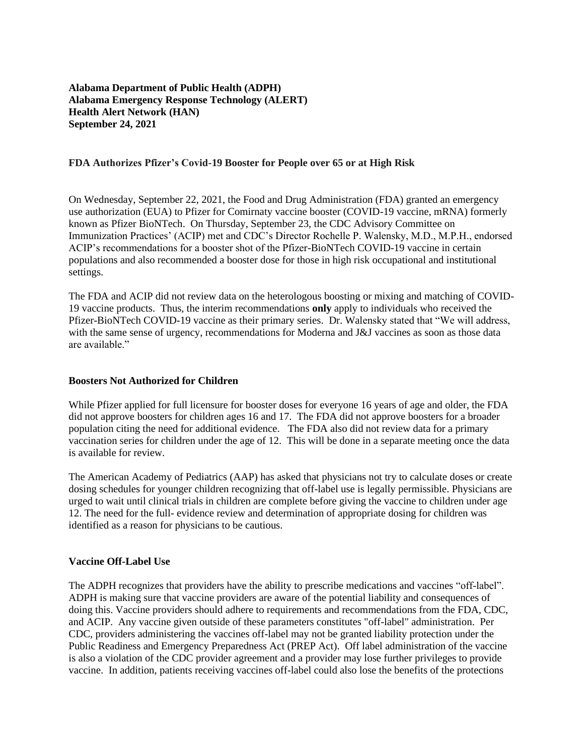**Alabama Department of Public Health (ADPH)**
**Alabama Emergency Response Technology (ALERT)**
**Health Alert Network (HAN)**
**September 24, 2021**

## FDA Authorizes Pfizer's Covid-19 Booster for People over 65 or at High Risk

On Wednesday, September 22, 2021, the Food and Drug Administration (FDA) granted an emergency use authorization (EUA) to Pfizer for Comirnaty vaccine booster (COVID-19 vaccine, mRNA) formerly known as Pfizer BioNTech. On Thursday, September 23, the CDC Advisory Committee on Immunization Practices' (ACIP) met and CDC's Director Rochelle P. Walensky, M.D., M.P.H., endorsed ACIP's recommendations for a booster shot of the Pfizer-BioNTech COVID-19 vaccine in certain populations and also recommended a booster dose for those in high risk occupational and institutional settings.

The FDA and ACIP did not review data on the heterologous boosting or mixing and matching of COVID-19 vaccine products. Thus, the interim recommendations **only** apply to individuals who received the Pfizer-BioNTech COVID-19 vaccine as their primary series. Dr. Walensky stated that "We will address, with the same sense of urgency, recommendations for Moderna and J&J vaccines as soon as those data are available."

### Boosters Not Authorized for Children

While Pfizer applied for full licensure for booster doses for everyone 16 years of age and older, the FDA did not approve boosters for children ages 16 and 17. The FDA did not approve boosters for a broader population citing the need for additional evidence. The FDA also did not review data for a primary vaccination series for children under the age of 12. This will be done in a separate meeting once the data is available for review.

The American Academy of Pediatrics (AAP) has asked that physicians not try to calculate doses or create dosing schedules for younger children recognizing that off-label use is legally permissible. Physicians are urged to wait until clinical trials in children are complete before giving the vaccine to children under age 12. The need for the full- evidence review and determination of appropriate dosing for children was identified as a reason for physicians to be cautious.

### Vaccine Off-Label Use

The ADPH recognizes that providers have the ability to prescribe medications and vaccines "off-label". ADPH is making sure that vaccine providers are aware of the potential liability and consequences of doing this. Vaccine providers should adhere to requirements and recommendations from the FDA, CDC, and ACIP. Any vaccine given outside of these parameters constitutes "off-label" administration. Per CDC, providers administering the vaccines off-label may not be granted liability protection under the Public Readiness and Emergency Preparedness Act (PREP Act). Off label administration of the vaccine is also a violation of the CDC provider agreement and a provider may lose further privileges to provide vaccine. In addition, patients receiving vaccines off-label could also lose the benefits of the protections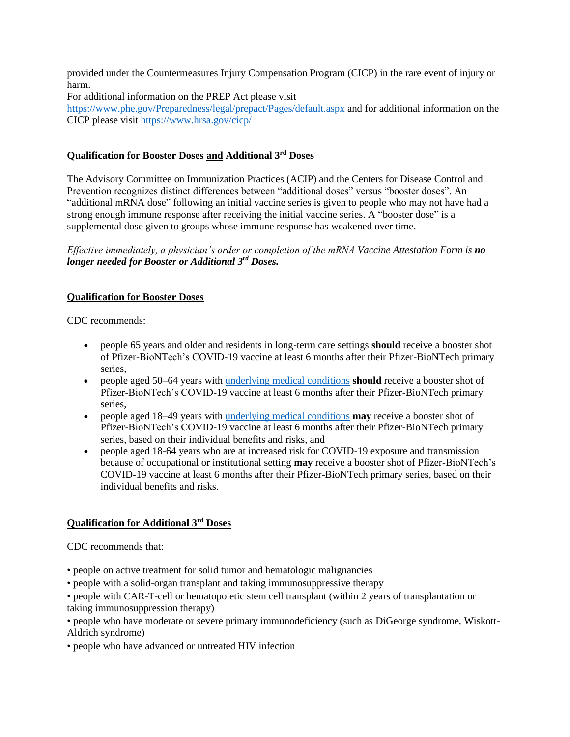provided under the Countermeasures Injury Compensation Program (CICP) in the rare event of injury or harm.

For additional information on the PREP Act please visit [https://www.phe.gov/Preparedness/legal/prepact/Pages/default.aspx](https://www.phe.gov/Preparedness/legal/prepact/Pages/default.aspx) and for additional information on the CICP please visit [https://www.hrsa.gov/cicp/](https://www.hrsa.gov/cicp/)

## Qualification for Booster Doses and Additional 3rd Doses

The Advisory Committee on Immunization Practices (ACIP) and the Centers for Disease Control and Prevention recognizes distinct differences between "additional doses" versus "booster doses". An "additional mRNA dose" following an initial vaccine series is given to people who may not have had a strong enough immune response after receiving the initial vaccine series. A "booster dose" is a supplemental dose given to groups whose immune response has weakened over time.

*Effective immediately, a physician's order or completion of the mRNA Vaccine Attestation Form is **no longer needed for Booster or Additional 3rd Doses.***

### Qualification for Booster Doses

CDC recommends:

- people 65 years and older and residents in long-term care settings **should** receive a booster shot of Pfizer-BioNTech's COVID-19 vaccine at least 6 months after their Pfizer-BioNTech primary series,
- people aged 50–64 years with underlying medical conditions **should** receive a booster shot of Pfizer-BioNTech's COVID-19 vaccine at least 6 months after their Pfizer-BioNTech primary series,
- people aged 18–49 years with underlying medical conditions **may** receive a booster shot of Pfizer-BioNTech's COVID-19 vaccine at least 6 months after their Pfizer-BioNTech primary series, based on their individual benefits and risks, and
- people aged 18-64 years who are at increased risk for COVID-19 exposure and transmission because of occupational or institutional setting **may** receive a booster shot of Pfizer-BioNTech's COVID-19 vaccine at least 6 months after their Pfizer-BioNTech primary series, based on their individual benefits and risks.

### Qualification for Additional 3rd Doses

CDC recommends that:

- people on active treatment for solid tumor and hematologic malignancies
- people with a solid-organ transplant and taking immunosuppressive therapy
- people with CAR-T-cell or hematopoietic stem cell transplant (within 2 years of transplantation or taking immunosuppression therapy)
- people who have moderate or severe primary immunodeficiency (such as DiGeorge syndrome, Wiskott-Aldrich syndrome)
- people who have advanced or untreated HIV infection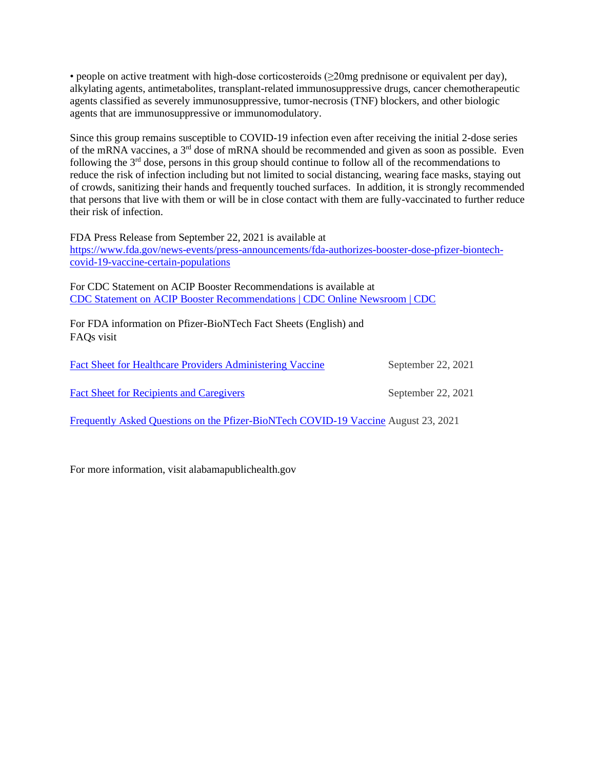• people on active treatment with high-dose corticosteroids (≥20mg prednisone or equivalent per day), alkylating agents, antimetabolites, transplant-related immunosuppressive drugs, cancer chemotherapeutic agents classified as severely immunosuppressive, tumor-necrosis (TNF) blockers, and other biologic agents that are immunosuppressive or immunomodulatory.

Since this group remains susceptible to COVID-19 infection even after receiving the initial 2-dose series of the mRNA vaccines, a 3rd dose of mRNA should be recommended and given as soon as possible. Even following the 3rd dose, persons in this group should continue to follow all of the recommendations to reduce the risk of infection including but not limited to social distancing, wearing face masks, staying out of crowds, sanitizing their hands and frequently touched surfaces. In addition, it is strongly recommended that persons that live with them or will be in close contact with them are fully-vaccinated to further reduce their risk of infection.

FDA Press Release from September 22, 2021 is available at
[https://www.fda.gov/news-events/press-announcements/fda-authorizes-booster-dose-pfizer-biontech-covid-19-vaccine-certain-populations](https://www.fda.gov/news-events/press-announcements/fda-authorizes-booster-dose-pfizer-biontech-covid-19-vaccine-certain-populations)

For CDC Statement on ACIP Booster Recommendations is available at
CDC Statement on ACIP Booster Recommendations | CDC Online Newsroom | CDC

For FDA information on Pfizer-BioNTech Fact Sheets (English) and FAQs visit

| | |
|---|---|
| Fact Sheet for Healthcare Providers Administering Vaccine | September 22, 2021 |
| Fact Sheet for Recipients and Caregivers | September 22, 2021 |
| Frequently Asked Questions on the Pfizer-BioNTech COVID-19 Vaccine | August 23, 2021 |

For more information, visit alabamapublichealth.gov